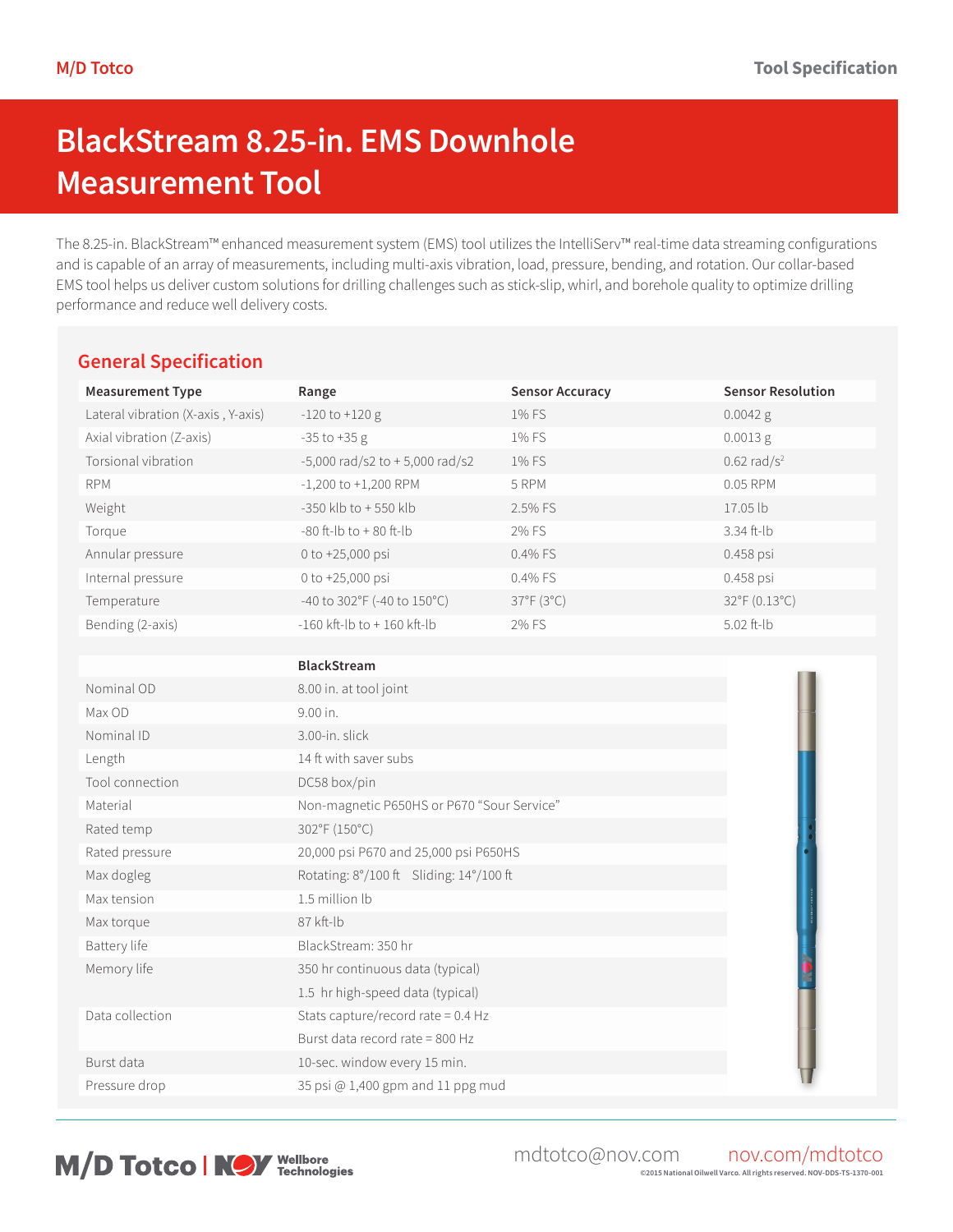M/D Totco

# BlackStream 8.25-in. EMS Downhole Measurement Tool

The 8.25-in. BlackStream™ enhanced measurement system (EMS) tool utilizes the IntelliServ™ real-time data streaming configurations and is capable of an array of measurements, including multi-axis vibration, load, pressure, bending, and rotation. Our collar-based EMS tool helps us deliver custom solutions for drilling challenges such as stick-slip, whirl, and borehole quality to optimize drilling performance and reduce well delivery costs.

## General Specification

| Measurement Type | Range | Sensor Accuracy | Sensor Resolution |
|---|---|---|---|
| Lateral vibration (X-axis , Y-axis) | -120 to +120 g | 1% FS | 0.0042 g |
| Axial vibration (Z-axis) | -35 to +35 g | 1% FS | 0.0013 g |
| Torsional vibration | -5,000 rad/s2 to + 5,000 rad/s2 | 1% FS | 0.62 rad/s$^2$ |
| RPM | -1,200 to +1,200 RPM | 5 RPM | 0.05 RPM |
| Weight | -350 klb to + 550 klb | 2.5% FS | 17.05 lb |
| Torque | -80 ft-lb to + 80 ft-lb | 2% FS | 3.34 ft-lb |
| Annular pressure | 0 to +25,000 psi | 0.4% FS | 0.458 psi |
| Internal pressure | 0 to +25,000 psi | 0.4% FS | 0.458 psi |
| Temperature | -40 to 302°F (-40 to 150°C) | 37°F (3°C) | 32°F (0.13°C) |
| Bending (2-axis) | -160 kft-lb to + 160 kft-lb | 2% FS | 5.02 ft-lb |

| | BlackStream |
|---|---|
| Nominal OD | 8.00 in. at tool joint |
| Max OD | 9.00 in. |
| Nominal ID | 3.00-in. slick |
| Length | 14 ft with saver subs |
| Tool connection | DC58 box/pin |
| Material | Non-magnetic P650HS or P670 “Sour Service” |
| Rated temp | 302°F (150°C) |
| Rated pressure | 20,000 psi P670 and 25,000 psi P650HS |
| Max dogleg | Rotating: 8°/100 ft Sliding: 14°/100 ft |
| Max tension | 1.5 million lb |
| Max torque | 87 kft-lb |
| Battery life | BlackStream: 350 hr |
| Memory life | 350 hr continuous data (typical)<br>1.5 hr high-speed data (typical) |
| Data collection | Stats capture/record rate = 0.4 Hz<br>Burst data record rate = 800 Hz |
| Burst data | 10-sec. window every 15 min. |
| Pressure drop | 35 psi @ 1,400 gpm and 11 ppg mud |

M/D Totco | NOV Wellbore Technologies

mdtotco@nov.com nov.com/mdtotco

©2015 National Oilwell Varco. All rights reserved. NOV-DDS-TS-1370-001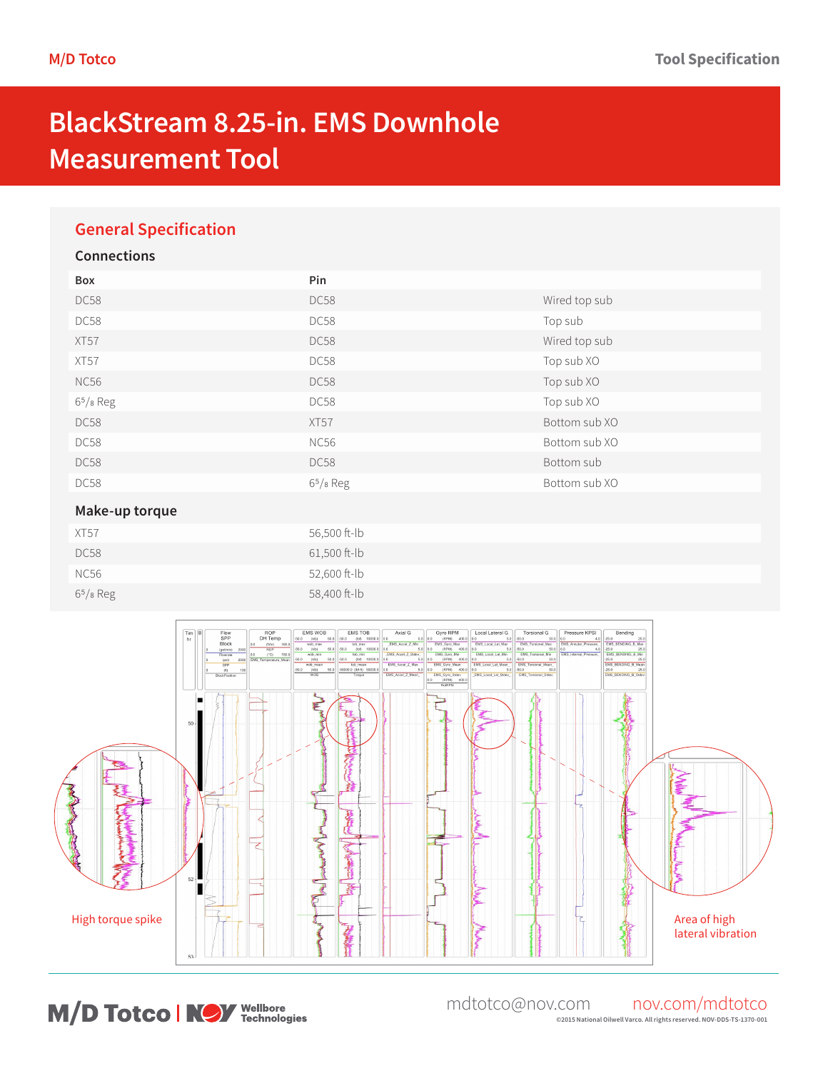# BlackStream 8.25-in. EMS Downhole Measurement Tool

## General Specification

### Connections

| Box | Pin | |
|---|---|---|
| DC58 | DC58 | Wired top sub |
| DC58 | DC58 | Top sub |
| XT57 | DC58 | Wired top sub |
| XT57 | DC58 | Top sub XO |
| NC56 | DC58 | Top sub XO |
| 6⁵/₈ Reg | DC58 | Top sub XO |
| DC58 | XT57 | Bottom sub XO |
| DC58 | NC56 | Bottom sub XO |
| DC58 | DC58 | Bottom sub |
| DC58 | 6⁵/₈ Reg | Bottom sub XO |

### Make-up torque

| | |
|---|---|
| XT57 | 56,500 ft-lb |
| DC58 | 61,500 ft-lb |
| NC56 | 52,600 ft-lb |
| 6⁵/₈ Reg | 58,400 ft-lb |

High torque spike

Area of high lateral vibration

mdtotco@nov.com

nov.com/mdtotco

©2015 National Oilwell Varco. All rights reserved. NOV-DDS-TS-1370-001